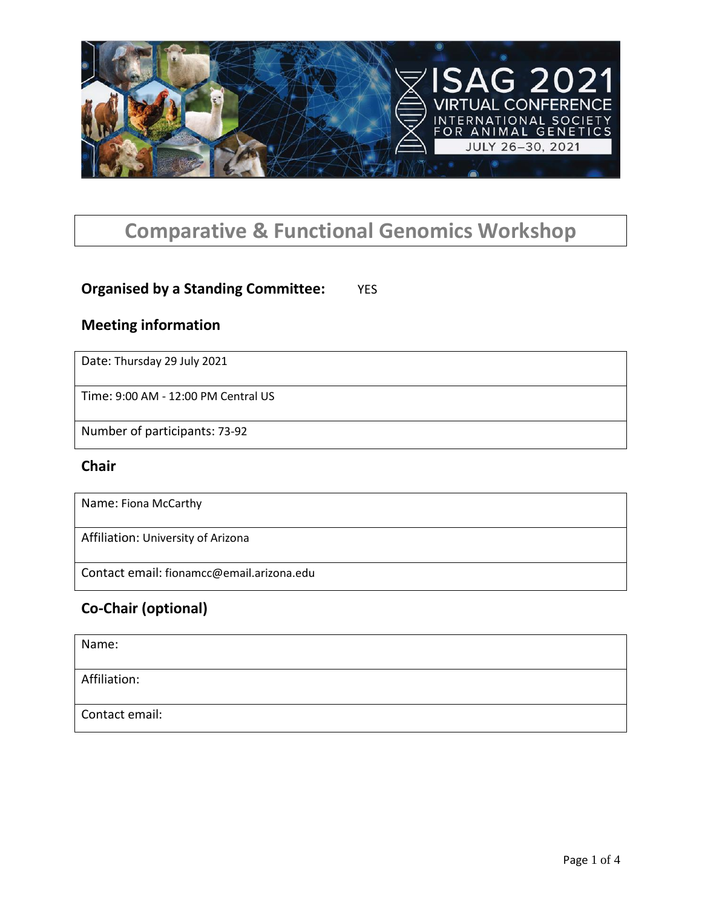# Comparative & Functional Genomics Workshop

**Organised by a Standing Committee:** YES

## Meeting information

| | |
|---|---|
| Date: Thursday 29 July 2021 | |
| Time: 9:00 AM - 12:00 PM Central US | |
| Number of participants: 73-92 | |

## Chair

| | |
|---|---|
| Name: Fiona McCarthy | |
| Affiliation: University of Arizona | |
| Contact email: fionamcc@email.arizona.edu | |

## Co-Chair (optional)

| | |
|---|---|
| Name: | |
| Affiliation: | |
| Contact email: | |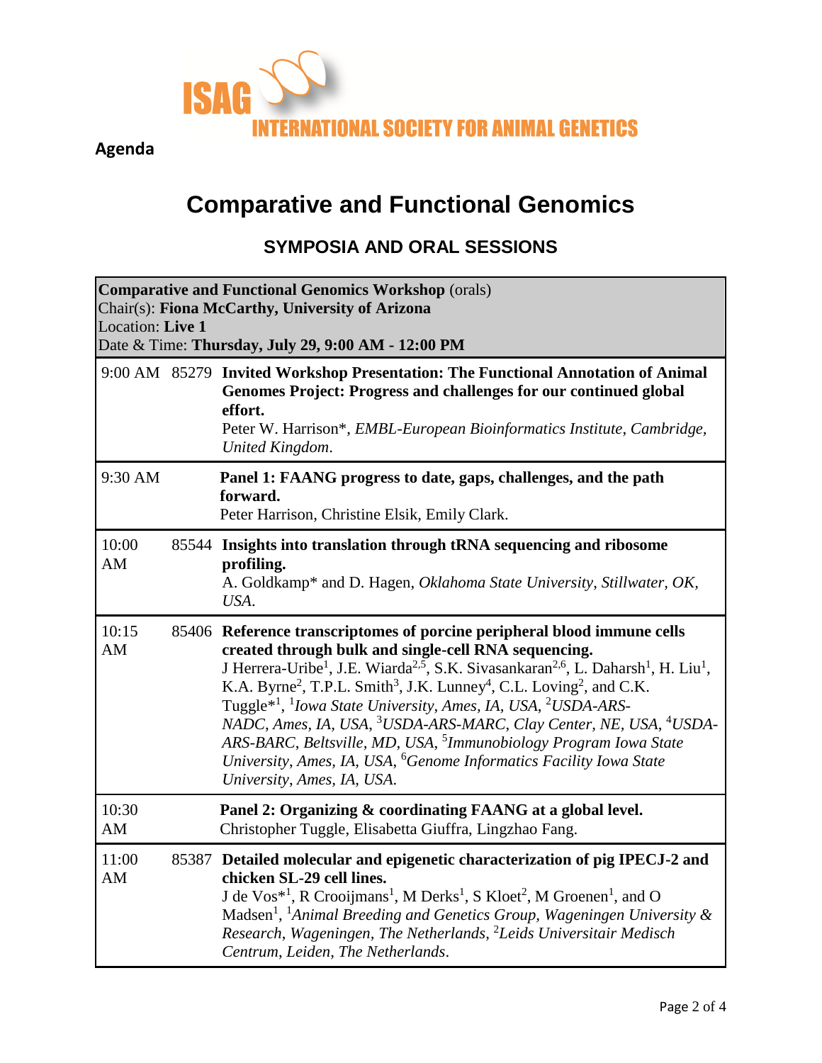ISAG INTERNATIONAL SOCIETY FOR ANIMAL GENETICS

**Agenda**

# Comparative and Functional Genomics

## SYMPOSIA AND ORAL SESSIONS

| | | |
|---|---|---|
| **Comparative and Functional Genomics Workshop** (orals)<br>Chair(s): **Fiona McCarthy, University of Arizona**<br>Location: **Live 1**<br>Date & Time: **Thursday, July 29, 9:00 AM - 12:00 PM** | | |
| 9:00 AM | 85279 | **Invited Workshop Presentation: The Functional Annotation of Animal Genomes Project: Progress and challenges for our continued global effort.**<br>Peter W. Harrison*, *EMBL-European Bioinformatics Institute, Cambridge, United Kingdom*. |
| 9:30 AM | | **Panel 1: FAANG progress to date, gaps, challenges, and the path forward.**<br>Peter Harrison, Christine Elsik, Emily Clark. |
| 10:00 AM | 85544 | **Insights into translation through tRNA sequencing and ribosome profiling.**<br>A. Goldkamp* and D. Hagen, *Oklahoma State University, Stillwater, OK, USA*. |
| 10:15 AM | 85406 | **Reference transcriptomes of porcine peripheral blood immune cells created through bulk and single-cell RNA sequencing.**<br>J Herrera-Uribe[1], J.E. Wiarda[2,5], S.K. Sivasankaran[2,6], L. Daharsh[1], H. Liu[1], K.A. Byrne[2], T.P.L. Smith[3], J.K. Lunney[4], C.L. Loving[2], and C.K. Tuggle*[1], [1]*Iowa State University, Ames, IA, USA*, [2]*USDA-ARS-NADC, Ames, IA, USA*, [3]*USDA-ARS-MARC, Clay Center, NE, USA*, [4]*USDA-ARS-BARC, Beltsville, MD, USA*, [5]*Immunobiology Program Iowa State University, Ames, IA, USA*, [6]*Genome Informatics Facility Iowa State University, Ames, IA, USA*. |
| 10:30 AM | | **Panel 2: Organizing & coordinating FAANG at a global level.**<br>Christopher Tuggle, Elisabetta Giuffra, Lingzhao Fang. |
| 11:00 AM | 85387 | **Detailed molecular and epigenetic characterization of pig IPECJ-2 and chicken SL-29 cell lines.**<br>J de Vos*[1], R Crooijmans[1], M Derks[1], S Kloet[2], M Groenen[1], and O Madsen[1], [1]*Animal Breeding and Genetics Group, Wageningen University & Research, Wageningen, The Netherlands*, [2]*Leids Universitair Medisch Centrum, Leiden, The Netherlands*. |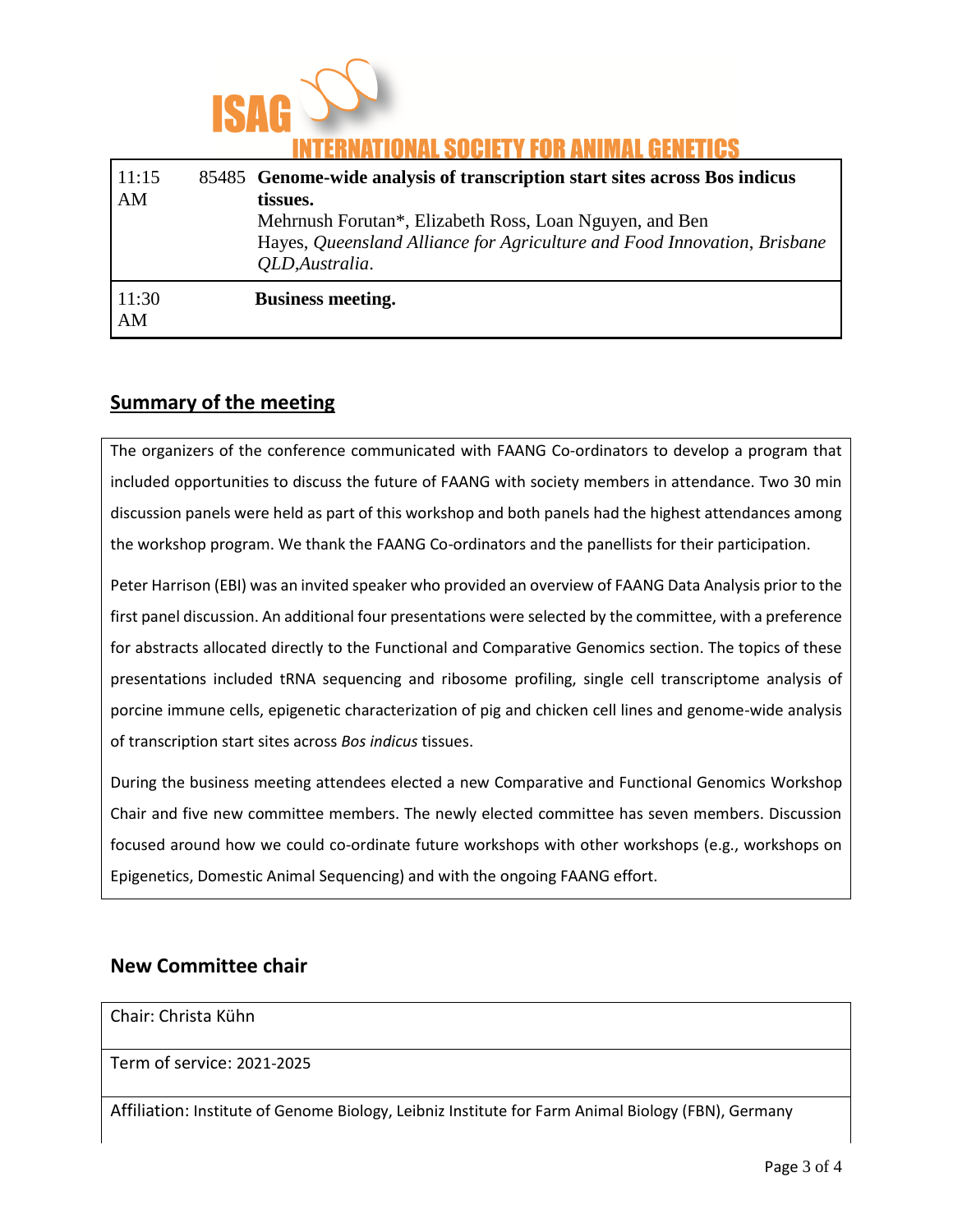| | | |
|---|---|---|
| 11:15 AM | 85485 | **Genome-wide analysis of transcription start sites across Bos indicus tissues.** Mehrnush Forutan*, Elizabeth Ross, Loan Nguyen, and Ben Hayes, *Queensland Alliance for Agriculture and Food Innovation, Brisbane QLD,Australia.* |
| 11:30 AM | | **Business meeting.** |

## Summary of the meeting

The organizers of the conference communicated with FAANG Co-ordinators to develop a program that included opportunities to discuss the future of FAANG with society members in attendance. Two 30 min discussion panels were held as part of this workshop and both panels had the highest attendances among the workshop program. We thank the FAANG Co-ordinators and the panellists for their participation.

Peter Harrison (EBI) was an invited speaker who provided an overview of FAANG Data Analysis prior to the first panel discussion. An additional four presentations were selected by the committee, with a preference for abstracts allocated directly to the Functional and Comparative Genomics section. The topics of these presentations included tRNA sequencing and ribosome profiling, single cell transcriptome analysis of porcine immune cells, epigenetic characterization of pig and chicken cell lines and genome-wide analysis of transcription start sites across *Bos indicus* tissues.

During the business meeting attendees elected a new Comparative and Functional Genomics Workshop Chair and five new committee members. The newly elected committee has seven members. Discussion focused around how we could co-ordinate future workshops with other workshops (e.g., workshops on Epigenetics, Domestic Animal Sequencing) and with the ongoing FAANG effort.

## New Committee chair

| |
|---|
| Chair: Christa Kühn |
| Term of service: 2021-2025 |
| Affiliation: Institute of Genome Biology, Leibniz Institute for Farm Animal Biology (FBN), Germany |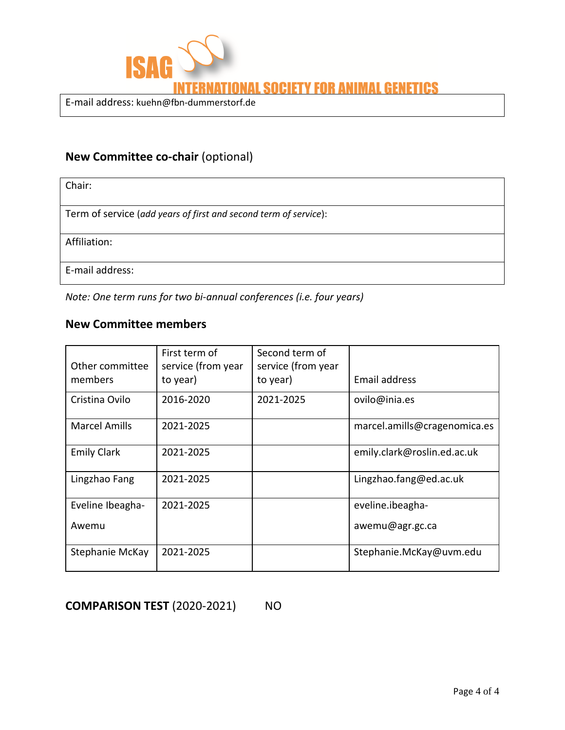E-mail address: kuehn@fbn-dummerstorf.de

## New Committee co-chair (optional)

| |
|---|
| Chair: |
| Term of service (*add years of first and second term of service*): |
| Affiliation: |
| E-mail address: |

*Note: One term runs for two bi-annual conferences (i.e. four years)*

## New Committee members

| Other committee members | First term of service (from year to year) | Second term of service (from year to year) | Email address |
|---|---|---|---|
| Cristina Ovilo | 2016-2020 | 2021-2025 | ovilo@inia.es |
| Marcel Amills | 2021-2025 | | marcel.amills@cragenomica.es |
| Emily Clark | 2021-2025 | | emily.clark@roslin.ed.ac.uk |
| Lingzhao Fang | 2021-2025 | | Lingzhao.fang@ed.ac.uk |
| Eveline Ibeagha-Awemu | 2021-2025 | | eveline.ibeagha-awemu@agr.gc.ca |
| Stephanie McKay | 2021-2025 | | Stephanie.McKay@uvm.edu |

## COMPARISON TEST (2020-2021) NO